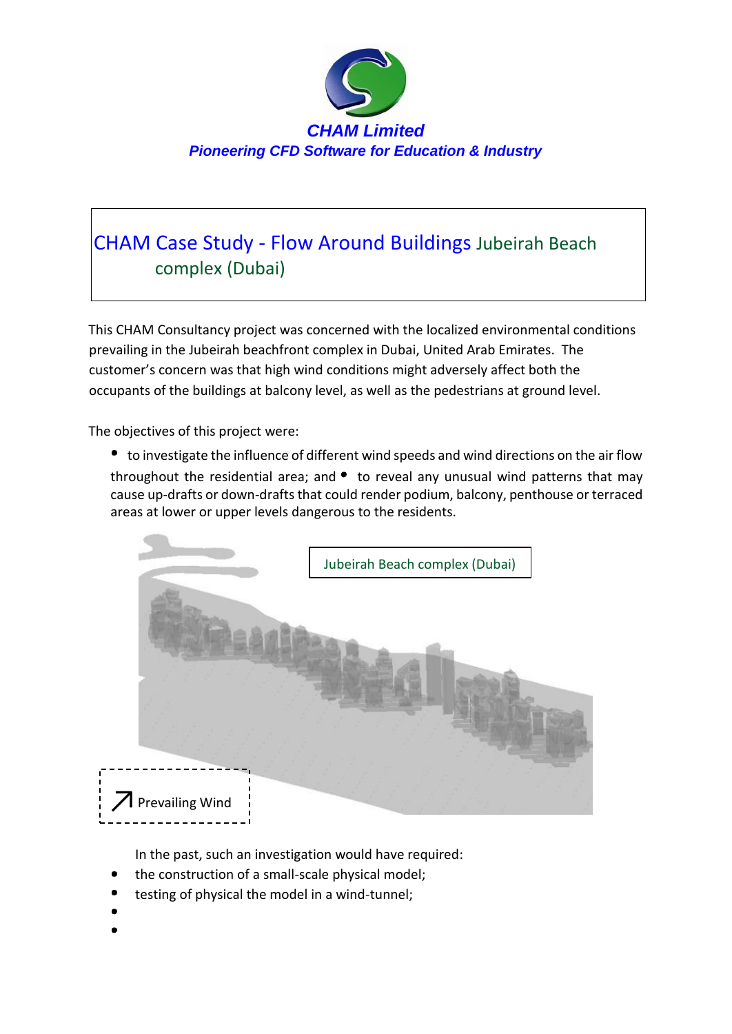**CHAM Limited**

***Pioneering CFD Software for Education & Industry***

# CHAM Case Study - Flow Around Buildings Jubeirah Beach complex (Dubai)

This CHAM Consultancy project was concerned with the localized environmental conditions prevailing in the Jubeirah beachfront complex in Dubai, United Arab Emirates. The customer's concern was that high wind conditions might adversely affect both the occupants of the buildings at balcony level, as well as the pedestrians at ground level.

The objectives of this project were:

- to investigate the influence of different wind speeds and wind directions on the air flow throughout the residential area; and
- to reveal any unusual wind patterns that may cause up-drafts or down-drafts that could render podium, balcony, penthouse or terraced areas at lower or upper levels dangerous to the residents.

Jubeirah Beach complex (Dubai)

↗ Prevailing Wind

In the past, such an investigation would have required:

- the construction of a small-scale physical model;
- testing of physical the model in a wind-tunnel;
-
-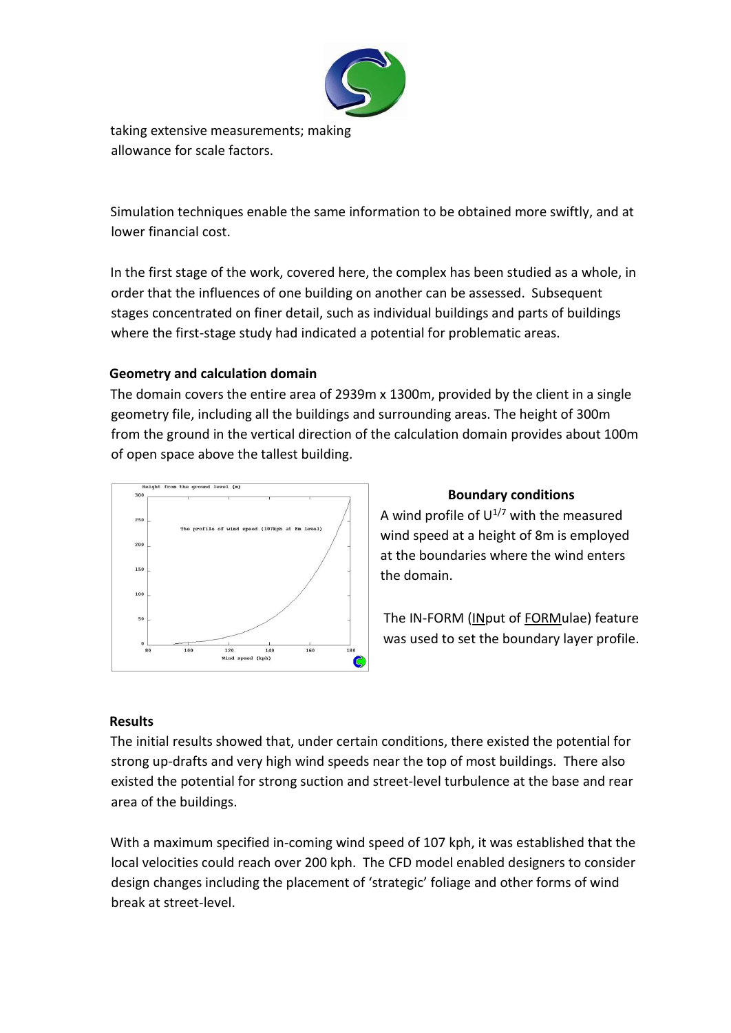taking extensive measurements; making allowance for scale factors.

Simulation techniques enable the same information to be obtained more swiftly, and at lower financial cost.

In the first stage of the work, covered here, the complex has been studied as a whole, in order that the influences of one building on another can be assessed. Subsequent stages concentrated on finer detail, such as individual buildings and parts of buildings where the first-stage study had indicated a potential for problematic areas.

### Geometry and calculation domain

The domain covers the entire area of 2939m x 1300m, provided by the client in a single geometry file, including all the buildings and surrounding areas. The height of 300m from the ground in the vertical direction of the calculation domain provides about 100m of open space above the tallest building.

### Boundary conditions

A wind profile of $U^{1/7}$ with the measured wind speed at a height of 8m is employed at the boundaries where the wind enters the domain.

The IN-FORM (INput of FORMulae) feature was used to set the boundary layer profile.

### Results

The initial results showed that, under certain conditions, there existed the potential for strong up-drafts and very high wind speeds near the top of most buildings. There also existed the potential for strong suction and street-level turbulence at the base and rear area of the buildings.

With a maximum specified in-coming wind speed of 107 kph, it was established that the local velocities could reach over 200 kph. The CFD model enabled designers to consider design changes including the placement of 'strategic' foliage and other forms of wind break at street-level.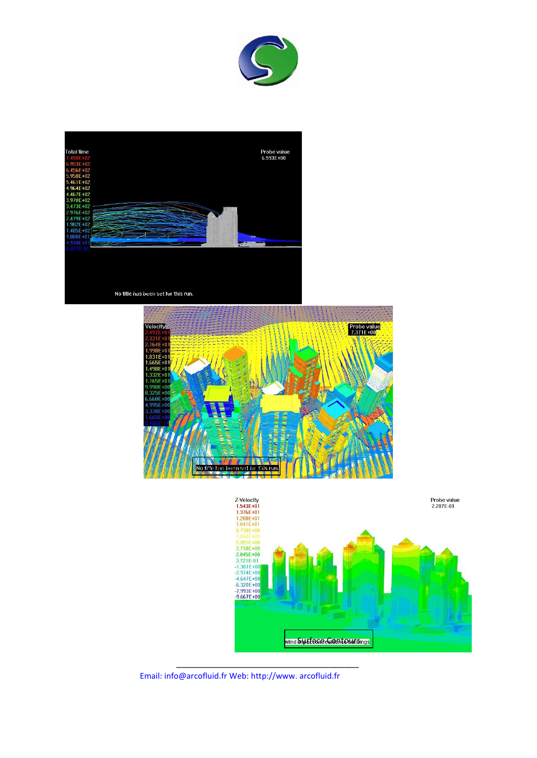Total time
7.450E+02
6.953E+02
6.456E+02
5.958E+02
5.461E+02
4.964E+02
4.467E+02
3.970E+02
3.473E+02
2.976E+02
2.479E+02
1.982E+02
1.485E+02
9.880E+01
4.910E+01
6.077E-01

Probe value
6.593E+00

No title has been set for this run.

Velocity
2.497E+01
2.331E+01
2.164E+01
1.998E+01
1.831E+01
1.665E+01
1.498E+01
1.332E+01
1.165E+01
9.990E+00
8.325E+00
6.660E+00
4.995E+00
3.330E+00
1.665E+00

Probe value
7.371E+00

No title has been set for this run.

Z-Velocity
1.543E+01
1.376E+01
1.208E+01
1.041E+01
8.738E+00
7.064E+00
5.391E+00
3.718E+00
2.045E+00
3.721E-01
-1.301E+00
-2.974E+00
-4.647E+00
-6.320E+00
-7.993E+00
-9.667E+00

Probe value
2.207E-01

Surface Contours

Email: info@arcofluid.fr Web: http://www. arcofluid.fr